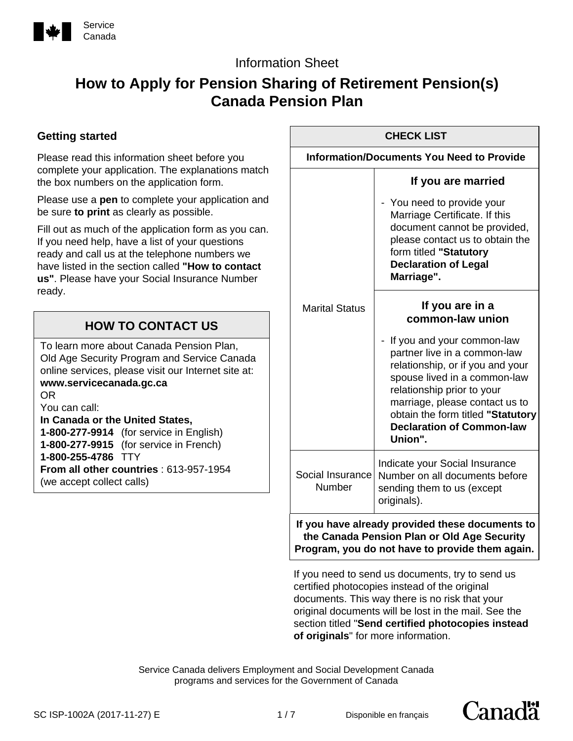Service Canada

Information Sheet

# How to Apply for Pension Sharing of Retirement Pension(s) Canada Pension Plan

## Getting started

Please read this information sheet before you complete your application. The explanations match the box numbers on the application form.

Please use a **pen** to complete your application and be sure **to print** as clearly as possible.

Fill out as much of the application form as you can. If you need help, have a list of your questions ready and call us at the telephone numbers we have listed in the section called **"How to contact us"**. Please have your Social Insurance Number ready.

## HOW TO CONTACT US

To learn more about Canada Pension Plan, Old Age Security Program and Service Canada online services, please visit our Internet site at:
**www.servicecanada.gc.ca**
OR
You can call:
**In Canada or the United States,**
**1-800-277-9914** (for service in English)
**1-800-277-9915** (for service in French)
**1-800-255-4786** TTY
**From all other countries** : 613-957-1954
(we accept collect calls)

| CHECK LIST | |
|---|---|
| **Information/Documents You Need to Provide** | |
| Marital Status | **If you are married**<br>- You need to provide your Marriage Certificate. If this document cannot be provided, please contact us to obtain the form titled **"Statutory Declaration of Legal Marriage".** |
| | **If you are in a common-law union**<br>- If you and your common-law partner live in a common-law relationship, or if you and your spouse lived in a common-law relationship prior to your marriage, please contact us to obtain the form titled **"Statutory Declaration of Common-law Union".** |
| Social Insurance Number | Indicate your Social Insurance Number on all documents before sending them to us (except originals). |
| **If you have already provided these documents to the Canada Pension Plan or Old Age Security Program, you do not have to provide them again.** | |

If you need to send us documents, try to send us certified photocopies instead of the original documents. This way there is no risk that your original documents will be lost in the mail. See the section titled "**Send certified photocopies instead of originals**" for more information.

Service Canada delivers Employment and Social Development Canada programs and services for the Government of Canada

SC ISP-1002A (2017-11-27) E

Disponible en français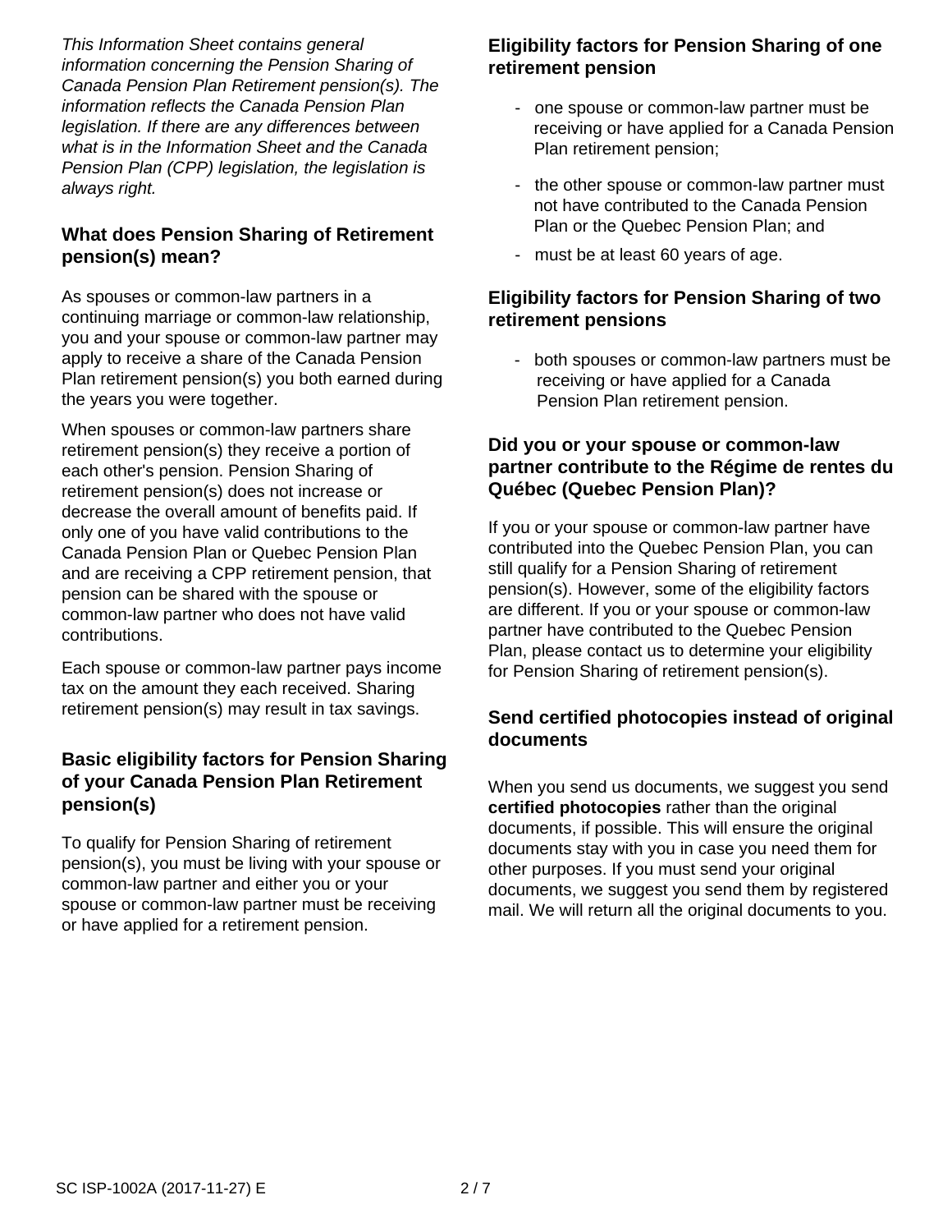*This Information Sheet contains general information concerning the Pension Sharing of Canada Pension Plan Retirement pension(s). The information reflects the Canada Pension Plan legislation. If there are any differences between what is in the Information Sheet and the Canada Pension Plan (CPP) legislation, the legislation is always right.*

### What does Pension Sharing of Retirement pension(s) mean?

As spouses or common-law partners in a continuing marriage or common-law relationship, you and your spouse or common-law partner may apply to receive a share of the Canada Pension Plan retirement pension(s) you both earned during the years you were together.

When spouses or common-law partners share retirement pension(s) they receive a portion of each other's pension. Pension Sharing of retirement pension(s) does not increase or decrease the overall amount of benefits paid. If only one of you have valid contributions to the Canada Pension Plan or Quebec Pension Plan and are receiving a CPP retirement pension, that pension can be shared with the spouse or common-law partner who does not have valid contributions.

Each spouse or common-law partner pays income tax on the amount they each received. Sharing retirement pension(s) may result in tax savings.

### Basic eligibility factors for Pension Sharing of your Canada Pension Plan Retirement pension(s)

To qualify for Pension Sharing of retirement pension(s), you must be living with your spouse or common-law partner and either you or your spouse or common-law partner must be receiving or have applied for a retirement pension.

### Eligibility factors for Pension Sharing of one retirement pension

- one spouse or common-law partner must be receiving or have applied for a Canada Pension Plan retirement pension;
- the other spouse or common-law partner must not have contributed to the Canada Pension Plan or the Quebec Pension Plan; and
- must be at least 60 years of age.

### Eligibility factors for Pension Sharing of two retirement pensions

- both spouses or common-law partners must be receiving or have applied for a Canada Pension Plan retirement pension.

### Did you or your spouse or common-law partner contribute to the Régime de rentes du Québec (Quebec Pension Plan)?

If you or your spouse or common-law partner have contributed into the Quebec Pension Plan, you can still qualify for a Pension Sharing of retirement pension(s). However, some of the eligibility factors are different. If you or your spouse or common-law partner have contributed to the Quebec Pension Plan, please contact us to determine your eligibility for Pension Sharing of retirement pension(s).

### Send certified photocopies instead of original documents

When you send us documents, we suggest you send **certified photocopies** rather than the original documents, if possible. This will ensure the original documents stay with you in case you need them for other purposes. If you must send your original documents, we suggest you send them by registered mail. We will return all the original documents to you.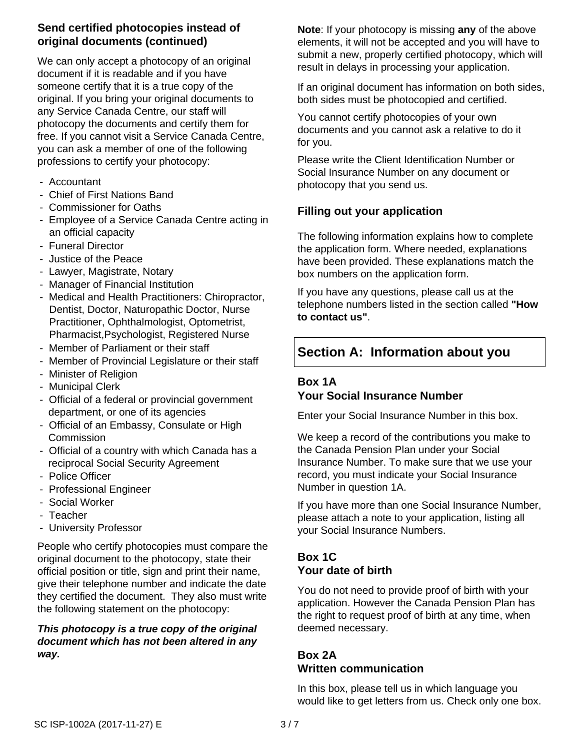### Send certified photocopies instead of original documents (continued)

We can only accept a photocopy of an original document if it is readable and if you have someone certify that it is a true copy of the original. If you bring your original documents to any Service Canada Centre, our staff will photocopy the documents and certify them for free. If you cannot visit a Service Canada Centre, you can ask a member of one of the following professions to certify your photocopy:

- Accountant
- Chief of First Nations Band
- Commissioner for Oaths
- Employee of a Service Canada Centre acting in an official capacity
- Funeral Director
- Justice of the Peace
- Lawyer, Magistrate, Notary
- Manager of Financial Institution
- Medical and Health Practitioners: Chiropractor, Dentist, Doctor, Naturopathic Doctor, Nurse Practitioner, Ophthalmologist, Optometrist, Pharmacist,Psychologist, Registered Nurse
- Member of Parliament or their staff
- Member of Provincial Legislature or their staff
- Minister of Religion
- Municipal Clerk
- Official of a federal or provincial government department, or one of its agencies
- Official of an Embassy, Consulate or High Commission
- Official of a country with which Canada has a reciprocal Social Security Agreement
- Police Officer
- Professional Engineer
- Social Worker
- Teacher
- University Professor

People who certify photocopies must compare the original document to the photocopy, state their official position or title, sign and print their name, give their telephone number and indicate the date they certified the document. They also must write the following statement on the photocopy:

***This photocopy is a true copy of the original document which has not been altered in any way.***

**Note**: If your photocopy is missing **any** of the above elements, it will not be accepted and you will have to submit a new, properly certified photocopy, which will result in delays in processing your application.

If an original document has information on both sides, both sides must be photocopied and certified.

You cannot certify photocopies of your own documents and you cannot ask a relative to do it for you.

Please write the Client Identification Number or Social Insurance Number on any document or photocopy that you send us.

### Filling out your application

The following information explains how to complete the application form. Where needed, explanations have been provided. These explanations match the box numbers on the application form.

If you have any questions, please call us at the telephone numbers listed in the section called **"How to contact us"**.

## Section A: Information about you

### Box 1A
### Your Social Insurance Number

Enter your Social Insurance Number in this box.

We keep a record of the contributions you make to the Canada Pension Plan under your Social Insurance Number. To make sure that we use your record, you must indicate your Social Insurance Number in question 1A.

If you have more than one Social Insurance Number, please attach a note to your application, listing all your Social Insurance Numbers.

### Box 1C
### Your date of birth

You do not need to provide proof of birth with your application. However the Canada Pension Plan has the right to request proof of birth at any time, when deemed necessary.

### Box 2A
### Written communication

In this box, please tell us in which language you would like to get letters from us. Check only one box.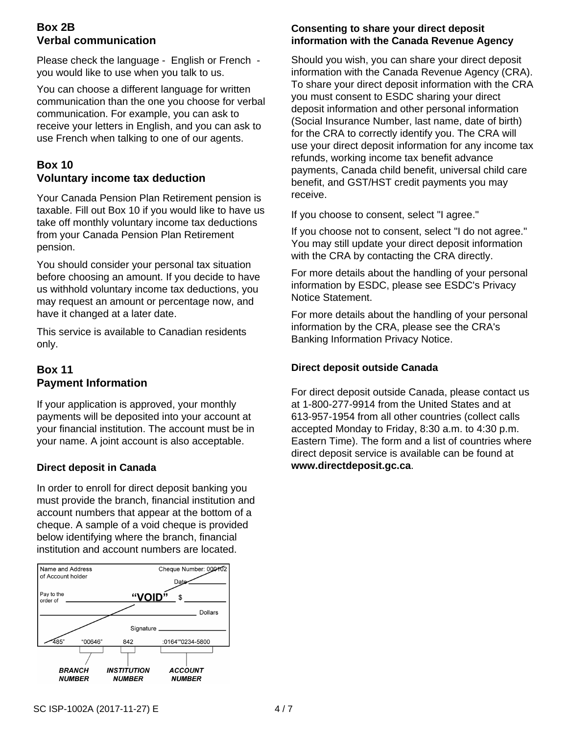## Box 2B
## Verbal communication

Please check the language - English or French - you would like to use when you talk to us.

You can choose a different language for written communication than the one you choose for verbal communication. For example, you can ask to receive your letters in English, and you can ask to use French when talking to one of our agents.

## Box 10
## Voluntary income tax deduction

Your Canada Pension Plan Retirement pension is taxable. Fill out Box 10 if you would like to have us take off monthly voluntary income tax deductions from your Canada Pension Plan Retirement pension.

You should consider your personal tax situation before choosing an amount. If you decide to have us withhold voluntary income tax deductions, you may request an amount or percentage now, and have it changed at a later date.

This service is available to Canadian residents only.

## Box 11
## Payment Information

If your application is approved, your monthly payments will be deposited into your account at your financial institution. The account must be in your name. A joint account is also acceptable.

### Direct deposit in Canada

In order to enroll for direct deposit banking you must provide the branch, financial institution and account numbers that appear at the bottom of a cheque. A sample of a void cheque is provided below identifying where the branch, financial institution and account numbers are located.

Name and Address of Account holder

Cheque Number: 000102

Date

Pay to the order of

"VOID"

$

Dollars

Signature

"485" "00646" 842 :0164"'0234-5800

BRANCH NUMBER

INSTITUTION NUMBER

ACCOUNT NUMBER

### Consenting to share your direct deposit information with the Canada Revenue Agency

Should you wish, you can share your direct deposit information with the Canada Revenue Agency (CRA). To share your direct deposit information with the CRA you must consent to ESDC sharing your direct deposit information and other personal information (Social Insurance Number, last name, date of birth) for the CRA to correctly identify you. The CRA will use your direct deposit information for any income tax refunds, working income tax benefit advance payments, Canada child benefit, universal child care benefit, and GST/HST credit payments you may receive.

If you choose to consent, select "I agree."

If you choose not to consent, select "I do not agree." You may still update your direct deposit information with the CRA by contacting the CRA directly.

For more details about the handling of your personal information by ESDC, please see ESDC's Privacy Notice Statement.

For more details about the handling of your personal information by the CRA, please see the CRA's Banking Information Privacy Notice.

### Direct deposit outside Canada

For direct deposit outside Canada, please contact us at 1-800-277-9914 from the United States and at 613-957-1954 from all other countries (collect calls accepted Monday to Friday, 8:30 a.m. to 4:30 p.m. Eastern Time). The form and a list of countries where direct deposit service is available can be found at **www.directdeposit.gc.ca**.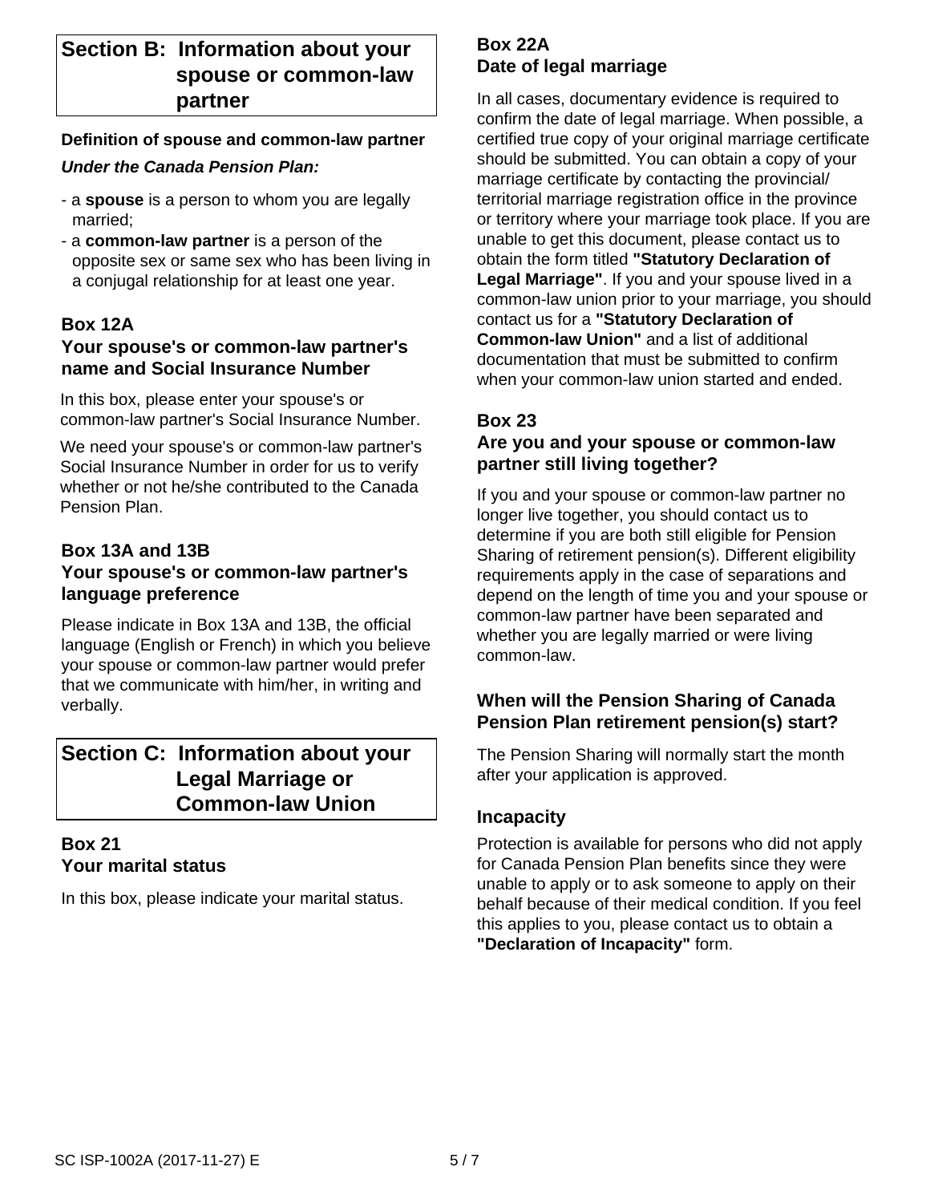## Section B: Information about your spouse or common-law partner

**Definition of spouse and common-law partner**

***Under the Canada Pension Plan:***

- a **spouse** is a person to whom you are legally married;
- a **common-law partner** is a person of the opposite sex or same sex who has been living in a conjugal relationship for at least one year.

### Box 12A
### Your spouse's or common-law partner's name and Social Insurance Number

In this box, please enter your spouse's or common-law partner's Social Insurance Number.

We need your spouse's or common-law partner's Social Insurance Number in order for us to verify whether or not he/she contributed to the Canada Pension Plan.

### Box 13A and 13B
### Your spouse's or common-law partner's language preference

Please indicate in Box 13A and 13B, the official language (English or French) in which you believe your spouse or common-law partner would prefer that we communicate with him/her, in writing and verbally.

## Section C: Information about your Legal Marriage or Common-law Union

### Box 21
### Your marital status

In this box, please indicate your marital status.

### Box 22A
### Date of legal marriage

In all cases, documentary evidence is required to confirm the date of legal marriage. When possible, a certified true copy of your original marriage certificate should be submitted. You can obtain a copy of your marriage certificate by contacting the provincial/territorial marriage registration office in the province or territory where your marriage took place. If you are unable to get this document, please contact us to obtain the form titled **"Statutory Declaration of Legal Marriage"**. If you and your spouse lived in a common-law union prior to your marriage, you should contact us for a **"Statutory Declaration of Common-law Union"** and a list of additional documentation that must be submitted to confirm when your common-law union started and ended.

### Box 23
### Are you and your spouse or common-law partner still living together?

If you and your spouse or common-law partner no longer live together, you should contact us to determine if you are both still eligible for Pension Sharing of retirement pension(s). Different eligibility requirements apply in the case of separations and depend on the length of time you and your spouse or common-law partner have been separated and whether you are legally married or were living common-law.

### When will the Pension Sharing of Canada Pension Plan retirement pension(s) start?

The Pension Sharing will normally start the month after your application is approved.

### Incapacity

Protection is available for persons who did not apply for Canada Pension Plan benefits since they were unable to apply or to ask someone to apply on their behalf because of their medical condition. If you feel this applies to you, please contact us to obtain a **"Declaration of Incapacity"** form.

SC ISP-1002A (2017-11-27) E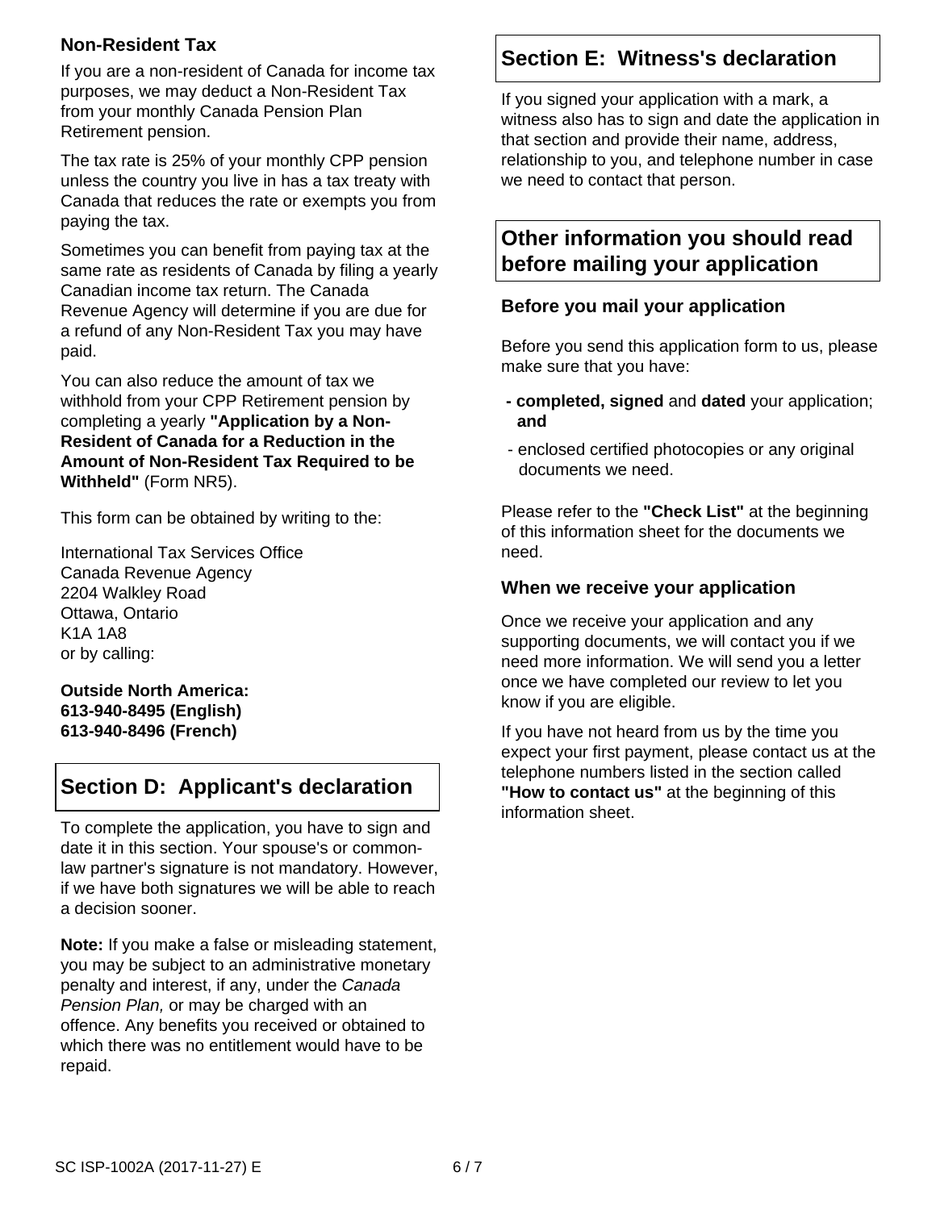### Non-Resident Tax

If you are a non-resident of Canada for income tax purposes, we may deduct a Non-Resident Tax from your monthly Canada Pension Plan Retirement pension.

The tax rate is 25% of your monthly CPP pension unless the country you live in has a tax treaty with Canada that reduces the rate or exempts you from paying the tax.

Sometimes you can benefit from paying tax at the same rate as residents of Canada by filing a yearly Canadian income tax return. The Canada Revenue Agency will determine if you are due for a refund of any Non-Resident Tax you may have paid.

You can also reduce the amount of tax we withhold from your CPP Retirement pension by completing a yearly **"Application by a Non-Resident of Canada for a Reduction in the Amount of Non-Resident Tax Required to be Withheld"** (Form NR5).

This form can be obtained by writing to the:

International Tax Services Office
Canada Revenue Agency
2204 Walkley Road
Ottawa, Ontario
K1A 1A8
or by calling:

**Outside North America:**
**613-940-8495 (English)**
**613-940-8496 (French)**

## Section D: Applicant's declaration

To complete the application, you have to sign and date it in this section. Your spouse's or common-law partner's signature is not mandatory. However, if we have both signatures we will be able to reach a decision sooner.

**Note:** If you make a false or misleading statement, you may be subject to an administrative monetary penalty and interest, if any, under the *Canada Pension Plan,* or may be charged with an offence. Any benefits you received or obtained to which there was no entitlement would have to be repaid.

## Section E: Witness's declaration

If you signed your application with a mark, a witness also has to sign and date the application in that section and provide their name, address, relationship to you, and telephone number in case we need to contact that person.

## Other information you should read before mailing your application

### Before you mail your application

Before you send this application form to us, please make sure that you have:

- **completed, signed** and **dated** your application; **and**
- enclosed certified photocopies or any original documents we need.

Please refer to the **"Check List"** at the beginning of this information sheet for the documents we need.

### When we receive your application

Once we receive your application and any supporting documents, we will contact you if we need more information. We will send you a letter once we have completed our review to let you know if you are eligible.

If you have not heard from us by the time you expect your first payment, please contact us at the telephone numbers listed in the section called **"How to contact us"** at the beginning of this information sheet.

SC ISP-1002A (2017-11-27) E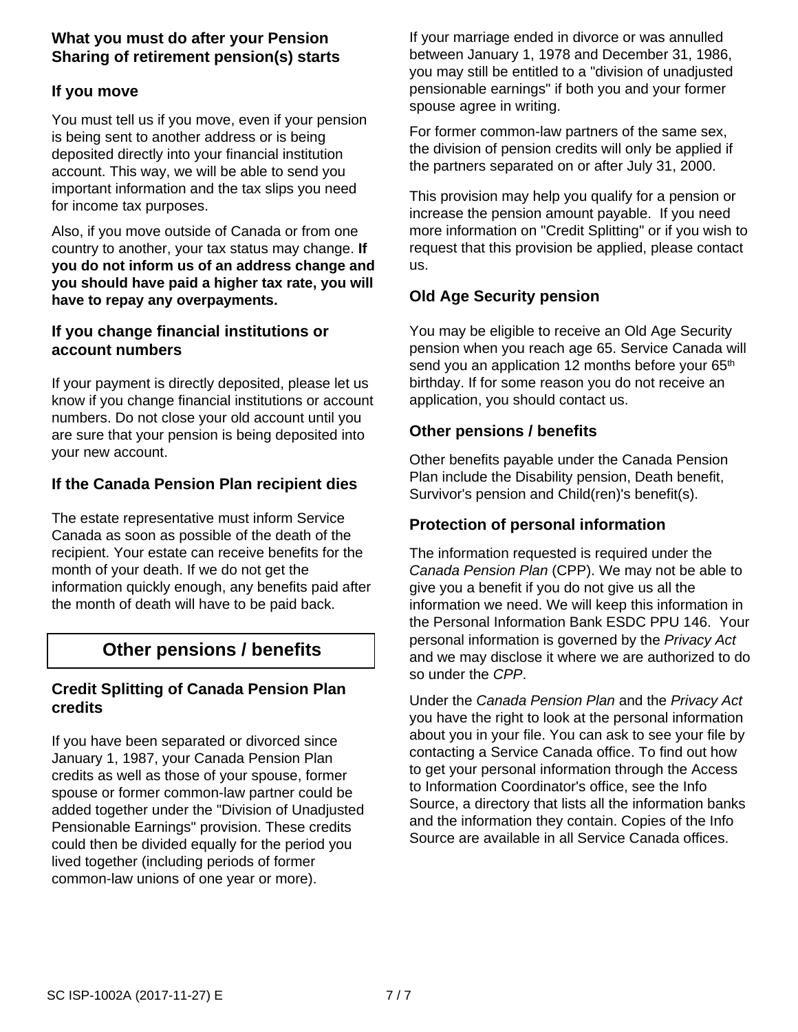### What you must do after your Pension Sharing of retirement pension(s) starts

### If you move

You must tell us if you move, even if your pension is being sent to another address or is being deposited directly into your financial institution account. This way, we will be able to send you important information and the tax slips you need for income tax purposes.

Also, if you move outside of Canada or from one country to another, your tax status may change. **If you do not inform us of an address change and you should have paid a higher tax rate, you will have to repay any overpayments.**

### If you change financial institutions or account numbers

If your payment is directly deposited, please let us know if you change financial institutions or account numbers. Do not close your old account until you are sure that your pension is being deposited into your new account.

### If the Canada Pension Plan recipient dies

The estate representative must inform Service Canada as soon as possible of the death of the recipient. Your estate can receive benefits for the month of your death. If we do not get the information quickly enough, any benefits paid after the month of death will have to be paid back.

## Other pensions / benefits

### Credit Splitting of Canada Pension Plan credits

If you have been separated or divorced since January 1, 1987, your Canada Pension Plan credits as well as those of your spouse, former spouse or former common-law partner could be added together under the "Division of Unadjusted Pensionable Earnings" provision. These credits could then be divided equally for the period you lived together (including periods of former common-law unions of one year or more).

If your marriage ended in divorce or was annulled between January 1, 1978 and December 31, 1986, you may still be entitled to a "division of unadjusted pensionable earnings" if both you and your former spouse agree in writing.

For former common-law partners of the same sex, the division of pension credits will only be applied if the partners separated on or after July 31, 2000.

This provision may help you qualify for a pension or increase the pension amount payable. If you need more information on "Credit Splitting" or if you wish to request that this provision be applied, please contact us.

### Old Age Security pension

You may be eligible to receive an Old Age Security pension when you reach age 65. Service Canada will send you an application 12 months before your 65th birthday. If for some reason you do not receive an application, you should contact us.

### Other pensions / benefits

Other benefits payable under the Canada Pension Plan include the Disability pension, Death benefit, Survivor's pension and Child(ren)'s benefit(s).

### Protection of personal information

The information requested is required under the *Canada Pension Plan* (CPP). We may not be able to give you a benefit if you do not give us all the information we need. We will keep this information in the Personal Information Bank ESDC PPU 146. Your personal information is governed by the *Privacy Act* and we may disclose it where we are authorized to do so under the *CPP*.

Under the *Canada Pension Plan* and the *Privacy Act* you have the right to look at the personal information about you in your file. You can ask to see your file by contacting a Service Canada office. To find out how to get your personal information through the Access to Information Coordinator's office, see the Info Source, a directory that lists all the information banks and the information they contain. Copies of the Info Source are available in all Service Canada offices.

SC ISP-1002A (2017-11-27) E